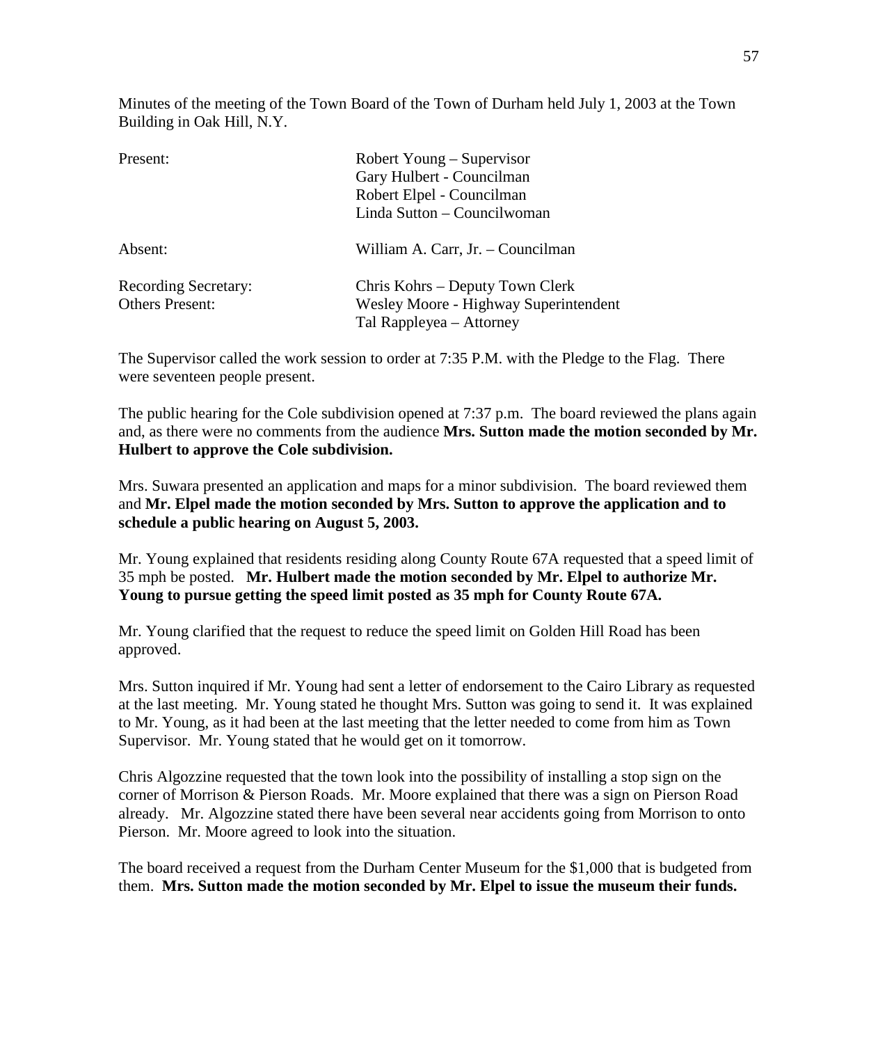Minutes of the meeting of the Town Board of the Town of Durham held July 1, 2003 at the Town Building in Oak Hill, N.Y.

| | |
|---|---|
| Present: | Robert Young – Supervisor<br>Gary Hulbert - Councilman<br>Robert Elpel - Councilman<br>Linda Sutton – Councilwoman |
| Absent: | William A. Carr, Jr. – Councilman |
| Recording Secretary: | Chris Kohrs – Deputy Town Clerk |
| Others Present: | Wesley Moore - Highway Superintendent<br>Tal Rappleyea – Attorney |

The Supervisor called the work session to order at 7:35 P.M. with the Pledge to the Flag. There were seventeen people present.

The public hearing for the Cole subdivision opened at 7:37 p.m. The board reviewed the plans again and, as there were no comments from the audience **Mrs. Sutton made the motion seconded by Mr. Hulbert to approve the Cole subdivision.**

Mrs. Suwara presented an application and maps for a minor subdivision. The board reviewed them and **Mr. Elpel made the motion seconded by Mrs. Sutton to approve the application and to schedule a public hearing on August 5, 2003.**

Mr. Young explained that residents residing along County Route 67A requested that a speed limit of 35 mph be posted. **Mr. Hulbert made the motion seconded by Mr. Elpel to authorize Mr. Young to pursue getting the speed limit posted as 35 mph for County Route 67A.**

Mr. Young clarified that the request to reduce the speed limit on Golden Hill Road has been approved.

Mrs. Sutton inquired if Mr. Young had sent a letter of endorsement to the Cairo Library as requested at the last meeting. Mr. Young stated he thought Mrs. Sutton was going to send it. It was explained to Mr. Young, as it had been at the last meeting that the letter needed to come from him as Town Supervisor. Mr. Young stated that he would get on it tomorrow.

Chris Algozzine requested that the town look into the possibility of installing a stop sign on the corner of Morrison & Pierson Roads. Mr. Moore explained that there was a sign on Pierson Road already. Mr. Algozzine stated there have been several near accidents going from Morrison to onto Pierson. Mr. Moore agreed to look into the situation.

The board received a request from the Durham Center Museum for the $1,000 that is budgeted from them. **Mrs. Sutton made the motion seconded by Mr. Elpel to issue the museum their funds.**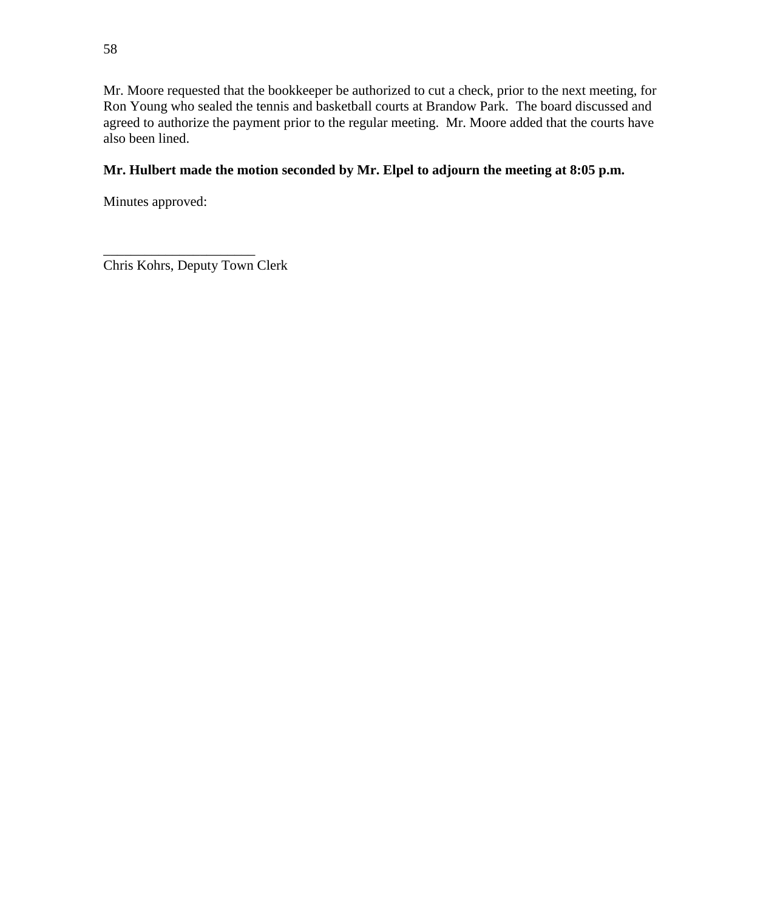Mr. Moore requested that the bookkeeper be authorized to cut a check, prior to the next meeting, for Ron Young who sealed the tennis and basketball courts at Brandow Park. The board discussed and agreed to authorize the payment prior to the regular meeting. Mr. Moore added that the courts have also been lined.

**Mr. Hulbert made the motion seconded by Mr. Elpel to adjourn the meeting at 8:05 p.m.**

Minutes approved:

______________________

Chris Kohrs, Deputy Town Clerk